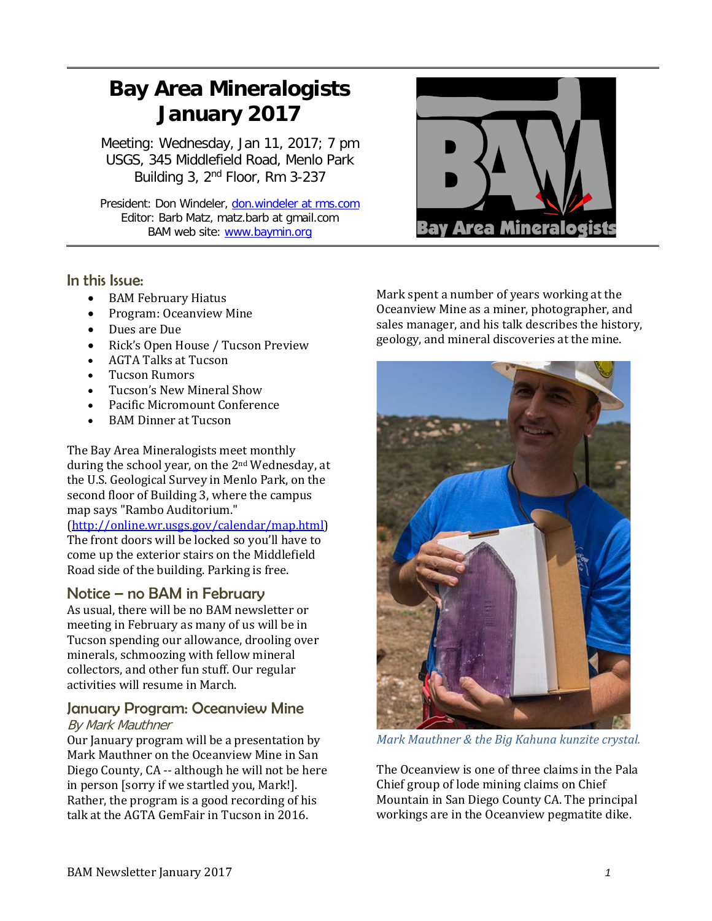# Bay Area Mineralogists January 2017

Meeting: Wednesday, Jan 11, 2017; 7 pm
USGS, 345 Middlefield Road, Menlo Park
Building 3, 2nd Floor, Rm 3-237

President: Don Windeler, don.windeler at rms.com
Editor: Barb Matz, matz.barb at gmail.com
BAM web site: www.baymin.org

## In this Issue:

- BAM February Hiatus
- Program: Oceanview Mine
- Dues are Due
- Rick's Open House / Tucson Preview
- AGTA Talks at Tucson
- Tucson Rumors
- Tucson's New Mineral Show
- Pacific Micromount Conference
- BAM Dinner at Tucson

The Bay Area Mineralogists meet monthly during the school year, on the 2nd Wednesday, at the U.S. Geological Survey in Menlo Park, on the second floor of Building 3, where the campus map says "Rambo Auditorium." (http://online.wr.usgs.gov/calendar/map.html) The front doors will be locked so you'll have to come up the exterior stairs on the Middlefield Road side of the building. Parking is free.

## Notice – no BAM in February

As usual, there will be no BAM newsletter or meeting in February as many of us will be in Tucson spending our allowance, drooling over minerals, schmoozing with fellow mineral collectors, and other fun stuff. Our regular activities will resume in March.

## January Program: Oceanview Mine

*By Mark Mauthner*

Our January program will be a presentation by Mark Mauthner on the Oceanview Mine in San Diego County, CA -- although he will not be here in person [sorry if we startled you, Mark!]. Rather, the program is a good recording of his talk at the AGTA GemFair in Tucson in 2016.

Mark spent a number of years working at the Oceanview Mine as a miner, photographer, and sales manager, and his talk describes the history, geology, and mineral discoveries at the mine.

*Mark Mauthner & the Big Kahuna kunzite crystal.*

The Oceanview is one of three claims in the Pala Chief group of lode mining claims on Chief Mountain in San Diego County CA. The principal workings are in the Oceanview pegmatite dike.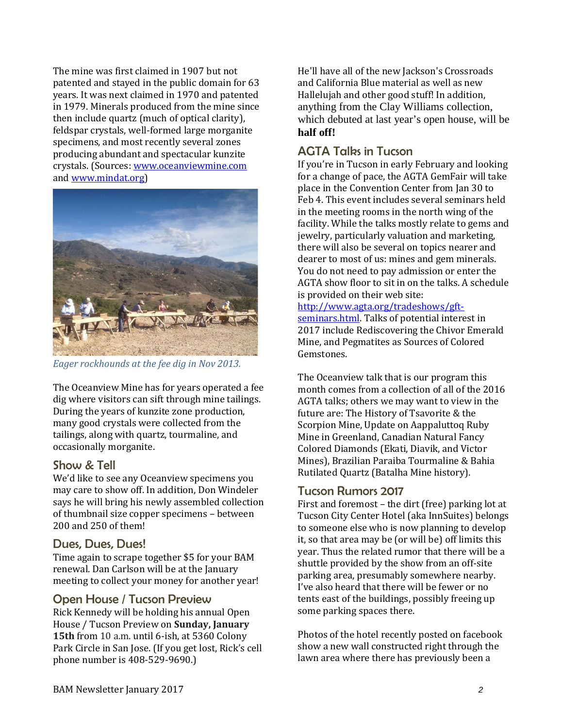The mine was first claimed in 1907 but not patented and stayed in the public domain for 63 years. It was next claimed in 1970 and patented in 1979. Minerals produced from the mine since then include quartz (much of optical clarity), feldspar crystals, well-formed large morganite specimens, and most recently several zones producing abundant and spectacular kunzite crystals. (Sources: [www.oceanviewmine.com](http://www.oceanviewmine.com) and [www.mindat.org](http://www.mindat.org))

*Eager rockhounds at the fee dig in Nov 2013.*

The Oceanview Mine has for years operated a fee dig where visitors can sift through mine tailings. During the years of kunzite zone production, many good crystals were collected from the tailings, along with quartz, tourmaline, and occasionally morganite.

## Show & Tell

We'd like to see any Oceanview specimens you may care to show off. In addition, Don Windeler says he will bring his newly assembled collection of thumbnail size copper specimens – between 200 and 250 of them!

## Dues, Dues, Dues!

Time again to scrape together $5 for your BAM renewal. Dan Carlson will be at the January meeting to collect your money for another year!

## Open House / Tucson Preview

Rick Kennedy will be holding his annual Open House / Tucson Preview on **Sunday, January 15th** from 10 a.m. until 6-ish, at 5360 Colony Park Circle in San Jose. (If you get lost, Rick's cell phone number is 408-529-9690.)

He'll have all of the new Jackson's Crossroads and California Blue material as well as new Hallelujah and other good stuff! In addition, anything from the Clay Williams collection, which debuted at last year's open house, will be **half off!**

## AGTA Talks in Tucson

If you're in Tucson in early February and looking for a change of pace, the AGTA GemFair will take place in the Convention Center from Jan 30 to Feb 4. This event includes several seminars held in the meeting rooms in the north wing of the facility. While the talks mostly relate to gems and jewelry, particularly valuation and marketing, there will also be several on topics nearer and dearer to most of us: mines and gem minerals. You do not need to pay admission or enter the AGTA show floor to sit in on the talks. A schedule is provided on their web site: [http://www.agta.org/tradeshows/gft-seminars.html](http://www.agta.org/tradeshows/gft-seminars.html). Talks of potential interest in 2017 include Rediscovering the Chivor Emerald Mine, and Pegmatites as Sources of Colored Gemstones.

The Oceanview talk that is our program this month comes from a collection of all of the 2016 AGTA talks; others we may want to view in the future are: The History of Tsavorite & the Scorpion Mine, Update on Aappaluttoq Ruby Mine in Greenland, Canadian Natural Fancy Colored Diamonds (Ekati, Diavik, and Victor Mines), Brazilian Paraiba Tourmaline & Bahia Rutilated Quartz (Batalha Mine history).

## Tucson Rumors 2017

First and foremost – the dirt (free) parking lot at Tucson City Center Hotel (aka InnSuites) belongs to someone else who is now planning to develop it, so that area may be (or will be) off limits this year. Thus the related rumor that there will be a shuttle provided by the show from an off-site parking area, presumably somewhere nearby. I've also heard that there will be fewer or no tents east of the buildings, possibly freeing up some parking spaces there.

Photos of the hotel recently posted on facebook show a new wall constructed right through the lawn area where there has previously been a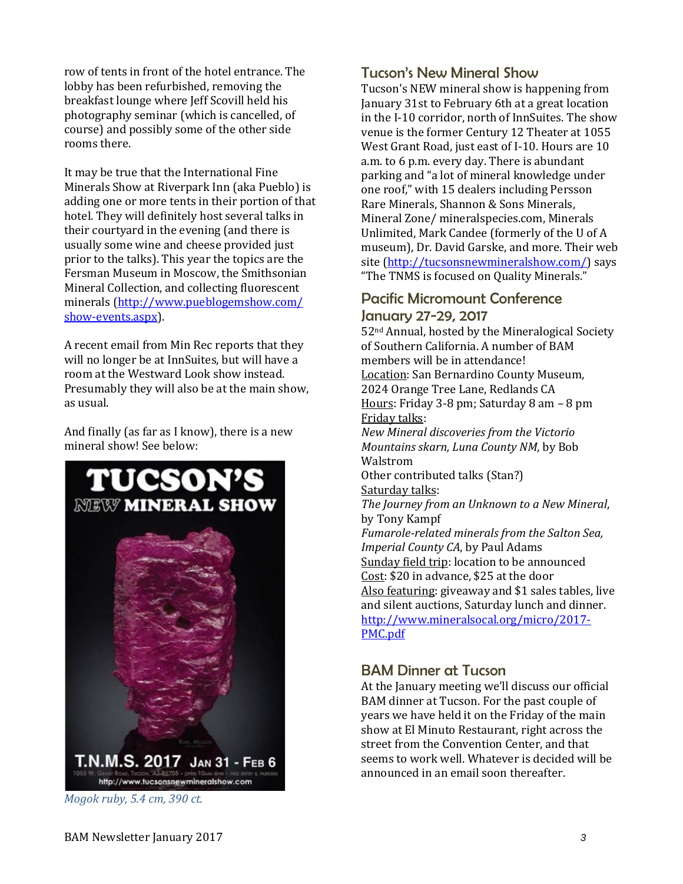row of tents in front of the hotel entrance. The lobby has been refurbished, removing the breakfast lounge where Jeff Scovill held his photography seminar (which is cancelled, of course) and possibly some of the other side rooms there.

It may be true that the International Fine Minerals Show at Riverpark Inn (aka Pueblo) is adding one or more tents in their portion of that hotel. They will definitely host several talks in their courtyard in the evening (and there is usually some wine and cheese provided just prior to the talks). This year the topics are the Fersman Museum in Moscow, the Smithsonian Mineral Collection, and collecting fluorescent minerals (http://www.pueblogemshow.com/show-events.aspx).

A recent email from Min Rec reports that they will no longer be at InnSuites, but will have a room at the Westward Look show instead. Presumably they will also be at the main show, as usual.

And finally (as far as I know), there is a new mineral show! See below:

TUCSON'S NEW MINERAL SHOW

T.N.M.S. 2017 JAN 31 - FEB 6

1055 W. Grant Road, Tucson, AZ 85705 - open 10AM-6PM - free entry & parking

http://www.tucsonsnewmineralshow.com

*Mogok ruby, 5.4 cm, 390 ct.*

## Tucson's New Mineral Show

Tucson's NEW mineral show is happening from January 31st to February 6th at a great location in the I-10 corridor, north of InnSuites. The show venue is the former Century 12 Theater at 1055 West Grant Road, just east of I-10. Hours are 10 a.m. to 6 p.m. every day. There is abundant parking and "a lot of mineral knowledge under one roof," with 15 dealers including Persson Rare Minerals, Shannon & Sons Minerals, Mineral Zone/ mineralspecies.com, Minerals Unlimited, Mark Candee (formerly of the U of A museum), Dr. David Garske, and more. Their web site (http://tucsonsnewmineralshow.com/) says "The TNMS is focused on Quality Minerals."

## Pacific Micromount Conference January 27-29, 2017

52nd Annual, hosted by the Mineralogical Society of Southern California. A number of BAM members will be in attendance!

Location: San Bernardino County Museum, 2024 Orange Tree Lane, Redlands CA

Hours: Friday 3-8 pm; Saturday 8 am – 8 pm

Friday talks:

*New Mineral discoveries from the Victorio Mountains skarn, Luna County NM*, by Bob Walstrom

Other contributed talks (Stan?)

Saturday talks:

*The Journey from an Unknown to a New Mineral*, by Tony Kampf

*Fumarole-related minerals from the Salton Sea, Imperial County CA*, by Paul Adams

Sunday field trip: location to be announced

Cost: $20 in advance, $25 at the door

Also featuring: giveaway and $1 sales tables, live and silent auctions, Saturday lunch and dinner.

http://www.mineralsocal.org/micro/2017-PMC.pdf

## BAM Dinner at Tucson

At the January meeting we'll discuss our official BAM dinner at Tucson. For the past couple of years we have held it on the Friday of the main show at El Minuto Restaurant, right across the street from the Convention Center, and that seems to work well. Whatever is decided will be announced in an email soon thereafter.